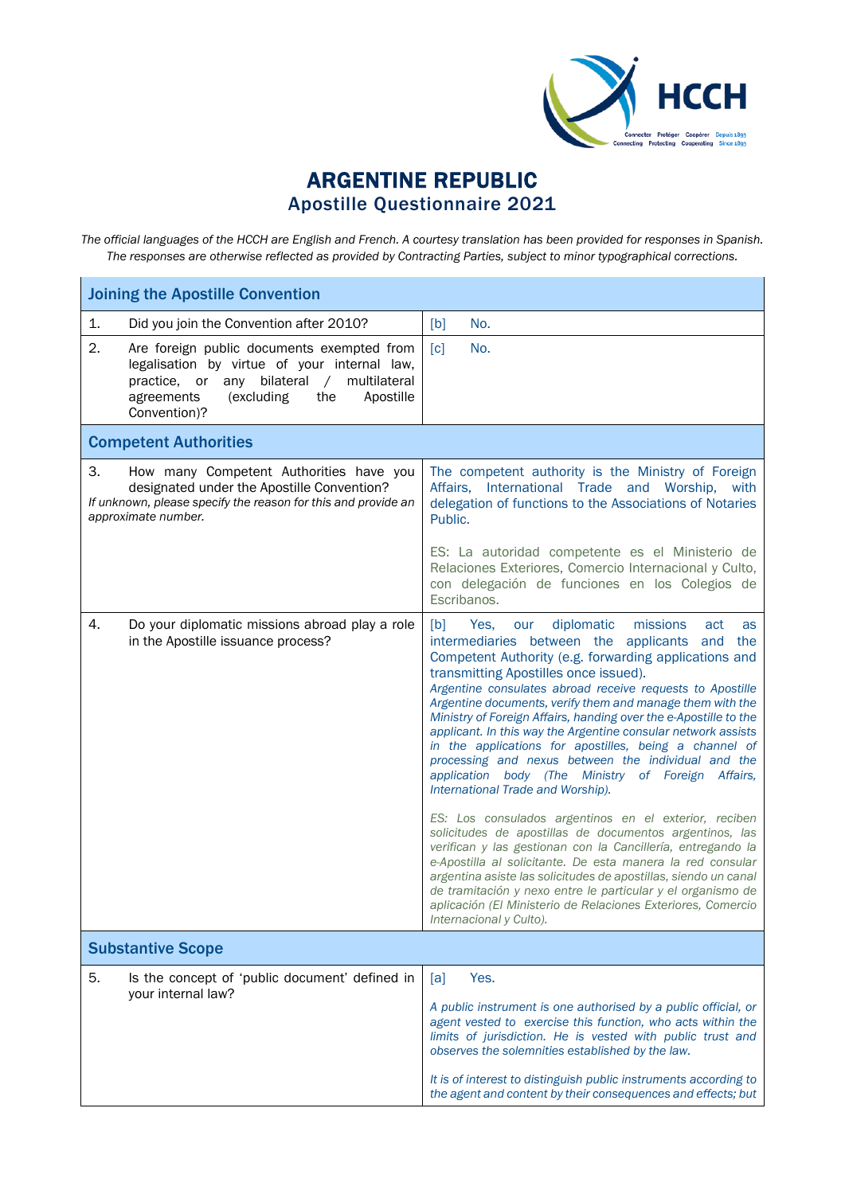# ARGENTINE REPUBLIC
## Apostille Questionnaire 2021

*The official languages of the HCCH are English and French. A courtesy translation has been provided for responses in Spanish. The responses are otherwise reflected as provided by Contracting Parties, subject to minor typographical corrections.*

| **Joining the Apostille Convention** | |
|---|---|
| 1. Did you join the Convention after 2010? | [b] No. |
| 2. Are foreign public documents exempted from legalisation by virtue of your internal law, practice, or any bilateral / multilateral agreements (excluding the Apostille Convention)? | [c] No. |
| **Competent Authorities** | |
| 3. How many Competent Authorities have you designated under the Apostille Convention? *If unknown, please specify the reason for this and provide an approximate number.* | The competent authority is the Ministry of Foreign Affairs, International Trade and Worship, with delegation of functions to the Associations of Notaries Public.<br><br>ES: La autoridad competente es el Ministerio de Relaciones Exteriores, Comercio Internacional y Culto, con delegación de funciones en los Colegios de Escribanos. |
| 4. Do your diplomatic missions abroad play a role in the Apostille issuance process? | [b] Yes, our diplomatic missions act as intermediaries between the applicants and the Competent Authority (e.g. forwarding applications and transmitting Apostilles once issued).<br>*Argentine consulates abroad receive requests to Apostille Argentine documents, verify them and manage them with the Ministry of Foreign Affairs, handing over the e-Apostille to the applicant. In this way the Argentine consular network assists in the applications for apostilles, being a channel of processing and nexus between the individual and the application body (The Ministry of Foreign Affairs, International Trade and Worship).*<br><br>*ES: Los consulados argentinos en el exterior, reciben solicitudes de apostillas de documentos argentinos, las verifican y las gestionan con la Cancillería, entregando la e-Apostilla al solicitante. De esta manera la red consular argentina asiste las solicitudes de apostillas, siendo un canal de tramitación y nexo entre le particular y el organismo de aplicación (El Ministerio de Relaciones Exteriores, Comercio Internacional y Culto).* |
| **Substantive Scope** | |
| 5. Is the concept of 'public document' defined in your internal law? | [a] Yes.<br><br>*A public instrument is one authorised by a public official, or agent vested to exercise this function, who acts within the limits of jurisdiction. He is vested with public trust and observes the solemnities established by the law.*<br><br>*It is of interest to distinguish public instruments according to the agent and content by their consequences and effects; but* |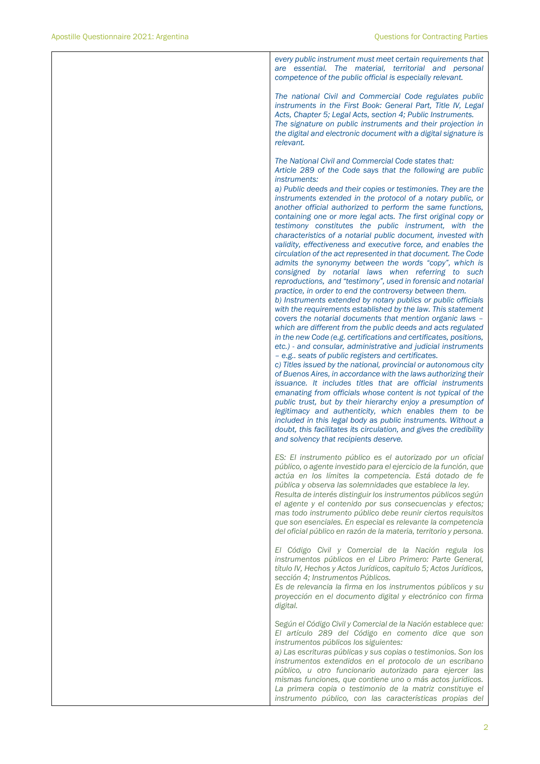| | *every public instrument must meet certain requirements that are essential. The material, territorial and personal competence of the public official is especially relevant.*<br><br>*The national Civil and Commercial Code regulates public instruments in the First Book: General Part, Title IV, Legal Acts, Chapter 5; Legal Acts, section 4; Public Instruments.*<br>*The signature on public instruments and their projection in the digital and electronic document with a digital signature is relevant.*<br><br>*The National Civil and Commercial Code states that:*<br>*Article 289 of the Code says that the following are public instruments:*<br>*a) Public deeds and their copies or testimonies. They are the instruments extended in the protocol of a notary public, or another official authorized to perform the same functions, containing one or more legal acts. The first original copy or testimony constitutes the public instrument, with the characteristics of a notarial public document, invested with validity, effectiveness and executive force, and enables the circulation of the act represented in that document. The Code admits the synonymy between the words "copy", which is consigned by notarial laws when referring to such reproductions, and "testimony", used in forensic and notarial practice, in order to end the controversy between them.*<br>*b) Instruments extended by notary publics or public officials with the requirements established by the law. This statement covers the notarial documents that mention organic laws – which are different from the public deeds and acts regulated in the new Code (e.g. certifications and certificates, positions, etc.) - and consular, administrative and judicial instruments – e.g.. seats of public registers and certificates.*<br>*c) Titles issued by the national, provincial or autonomous city of Buenos Aires, in accordance with the laws authorizing their issuance. It includes titles that are official instruments emanating from officials whose content is not typical of the public trust, but by their hierarchy enjoy a presumption of legitimacy and authenticity, which enables them to be included in this legal body as public instruments. Without a doubt, this facilitates its circulation, and gives the credibility and solvency that recipients deserve.*<br><br>*ES: El instrumento público es el autorizado por un oficial público, o agente investido para el ejercicio de la función, que actúa en los límites la competencia. Está dotado de fe pública y observa las solemnidades que establece la ley.*<br>*Resulta de interés distinguir los instrumentos públicos según el agente y el contenido por sus consecuencias y efectos; mas todo instrumento público debe reunir ciertos requisitos que son esenciales. En especial es relevante la competencia del oficial público en razón de la materia, territorio y persona.*<br><br>*El Código Civil y Comercial de la Nación regula los instrumentos públicos en el Libro Primero: Parte General, título IV, Hechos y Actos Jurídicos, capitulo 5; Actos Jurídicos, sección 4; Instrumentos Públicos.*<br>*Es de relevancia la firma en los instrumentos públicos y su proyección en el documento digital y electrónico con firma digital.*<br><br>*Según el Código Civil y Comercial de la Nación establece que:*<br>*El artículo 289 del Código en comento dice que son instrumentos públicos los siguientes:*<br>*a) Las escrituras públicas y sus copias o testimonios. Son los instrumentos extendidos en el protocolo de un escribano público, u otro funcionario autorizado para ejercer las mismas funciones, que contiene uno o más actos jurídicos. La primera copia o testimonio de la matriz constituye el instrumento público, con las características propias del* |
|---|---|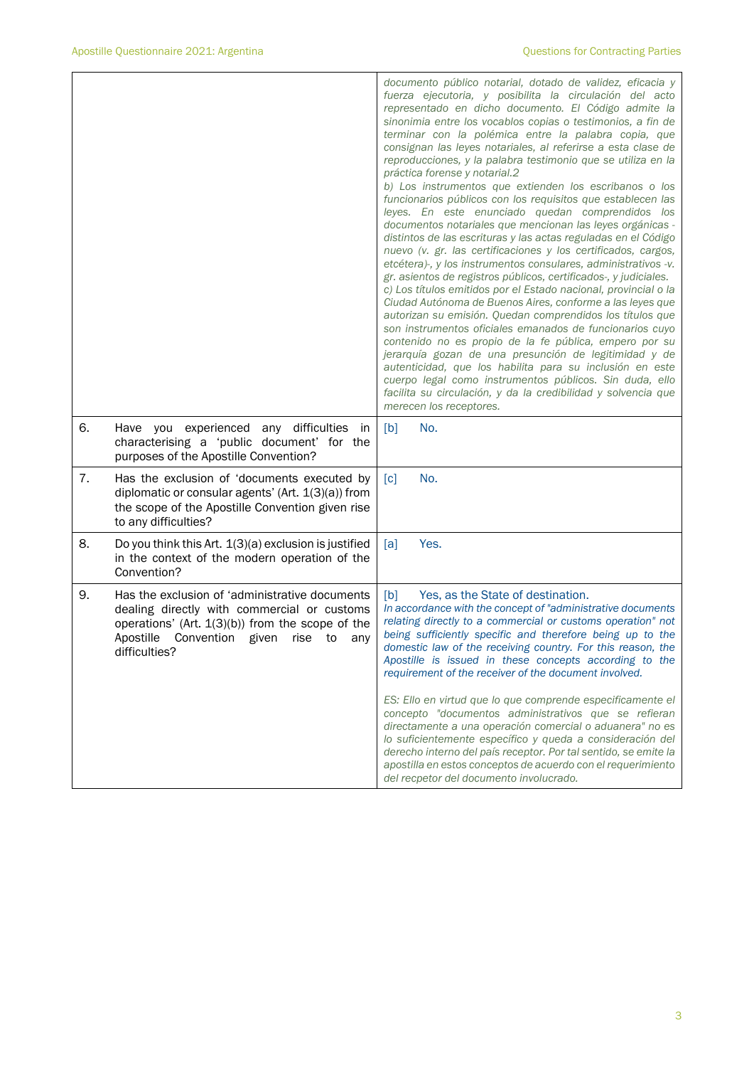| | | |
|---|---|---|
| | | *documento público notarial, dotado de validez, eficacia y fuerza ejecutoria, y posibilita la circulación del acto representado en dicho documento. El Código admite la sinonimia entre los vocablos copias o testimonios, a fin de terminar con la polémica entre la palabra copia, que consignan las leyes notariales, al referirse a esta clase de reproducciones, y la palabra testimonio que se utiliza en la práctica forense y notarial.2*<br>*b) Los instrumentos que extienden los escribanos o los funcionarios públicos con los requisitos que establecen las leyes. En este enunciado quedan comprendidos los documentos notariales que mencionan las leyes orgánicas -distintos de las escrituras y las actas reguladas en el Código nuevo (v. gr. las certificaciones y los certificados, cargos, etcétera)-, y los instrumentos consulares, administrativos -v. gr. asientos de registros públicos, certificados-, y judiciales.*<br>*c) Los títulos emitidos por el Estado nacional, provincial o la Ciudad Autónoma de Buenos Aires, conforme a las leyes que autorizan su emisión. Quedan comprendidos los títulos que son instrumentos oficiales emanados de funcionarios cuyo contenido no es propio de la fe pública, empero por su jerarquía gozan de una presunción de legitimidad y de autenticidad, que los habilita para su inclusión en este cuerpo legal como instrumentos públicos. Sin duda, ello facilita su circulación, y da la credibilidad y solvencia que merecen los receptores.* |
| 6. | Have you experienced any difficulties in characterising a 'public document' for the purposes of the Apostille Convention? | [b] No. |
| 7. | Has the exclusion of 'documents executed by diplomatic or consular agents' (Art. 1(3)(a)) from the scope of the Apostille Convention given rise to any difficulties? | [c] No. |
| 8. | Do you think this Art. 1(3)(a) exclusion is justified in the context of the modern operation of the Convention? | [a] Yes. |
| 9. | Has the exclusion of 'administrative documents dealing directly with commercial or customs operations' (Art. 1(3)(b)) from the scope of the Apostille Convention given rise to any difficulties? | [b] Yes, as the State of destination.<br>*In accordance with the concept of "administrative documents relating directly to a commercial or customs operation" not being sufficiently specific and therefore being up to the domestic law of the receiving country. For this reason, the Apostille is issued in these concepts according to the requirement of the receiver of the document involved.*<br><br>*ES: Ello en virtud que lo que comprende específicamente el concepto "documentos administrativos que se refieran directamente a una operación comercial o aduanera" no es lo suficientemente específico y queda a consideración del derecho interno del país receptor. Por tal sentido, se emite la apostilla en estos conceptos de acuerdo con el requerimiento del recpetor del documento involucrado.* |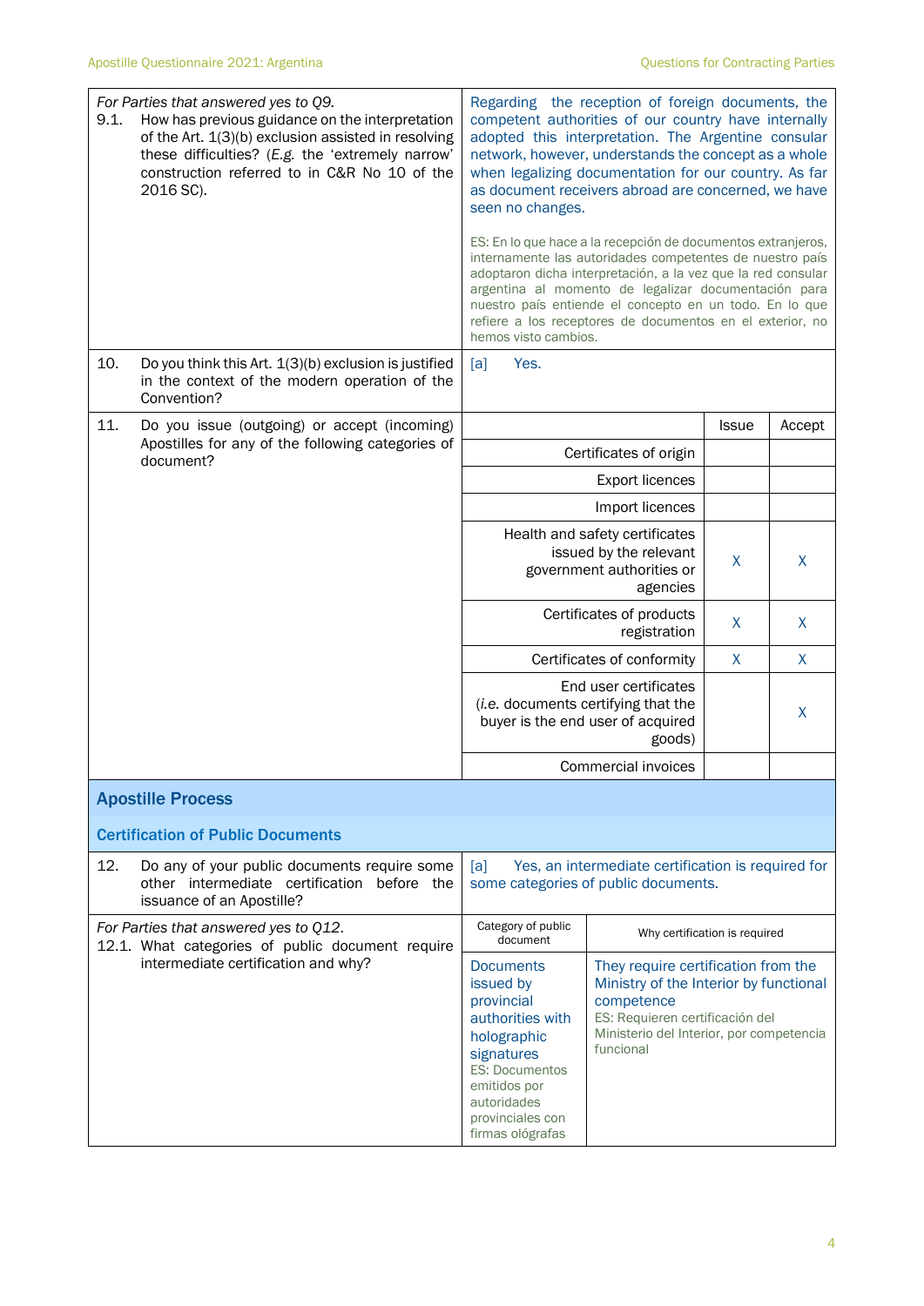| | |
|---|---|
| *For Parties that answered yes to Q9.*<br>9.1. How has previous guidance on the interpretation of the Art. 1(3)(b) exclusion assisted in resolving these difficulties? (*E.g.* the 'extremely narrow' construction referred to in C&R No 10 of the 2016 SC). | Regarding the reception of foreign documents, the competent authorities of our country have internally adopted this interpretation. The Argentine consular network, however, understands the concept as a whole when legalizing documentation for our country. As far as document receivers abroad are concerned, we have seen no changes.<br><br>ES: En lo que hace a la recepción de documentos extranjeros, internamente las autoridades competentes de nuestro país adoptaron dicha interpretación, a la vez que la red consular argentina al momento de legalizar documentación para nuestro país entiende el concepto en un todo. En lo que refiere a los receptores de documentos en el exterior, no hemos visto cambios. |
| 10. Do you think this Art. 1(3)(b) exclusion is justified in the context of the modern operation of the Convention? | [a] Yes. |

11. Do you issue (outgoing) or accept (incoming) Apostilles for any of the following categories of document?

| | Issue | Accept |
|---|---|---|
| Certificates of origin | | |
| Export licences | | |
| Import licences | | |
| Health and safety certificates issued by the relevant government authorities or agencies | X | X |
| Certificates of products registration | X | X |
| Certificates of conformity | X | X |
| End user certificates (*i.e.* documents certifying that the buyer is the end user of acquired goods) | | X |
| Commercial invoices | | |

## Apostille Process

### Certification of Public Documents

| | |
|---|---|
| 12. Do any of your public documents require some other intermediate certification before the issuance of an Apostille? | [a] Yes, an intermediate certification is required for some categories of public documents. |

*For Parties that answered yes to Q12.*
12.1. What categories of public document require intermediate certification and why?

| Category of public document | Why certification is required |
|---|---|
| Documents issued by provincial authorities with holographic signatures<br>ES: Documentos emitidos por autoridades provinciales con firmas ológrafas | They require certification from the Ministry of the Interior by functional competence<br>ES: Requieren certificación del Ministerio del Interior, por competencia funcional |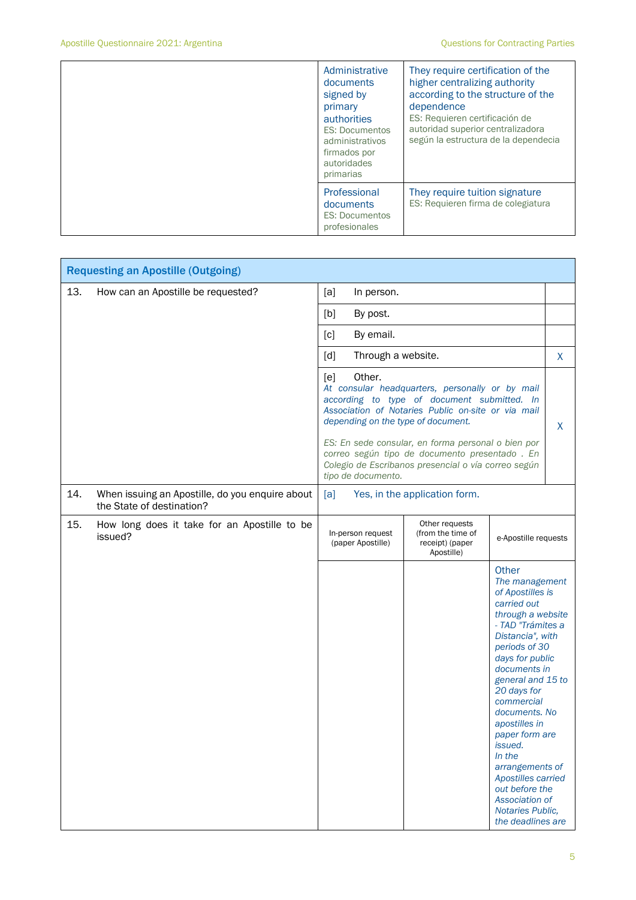| | | |
|---|---|---|
| | Administrative documents signed by primary authorities<br>ES: Documentos administrativos firmados por autoridades primarias | They require certification of the higher centralizing authority according to the structure of the dependence<br>ES: Requieren certificación de autoridad superior centralizadora según la estructura de la dependecia |
| | Professional documents<br>ES: Documentos profesionales | They require tuition signature<br>ES: Requieren firma de colegiatura |

| Requesting an Apostille (Outgoing) | | | |
|---|---|---|---|
| 13. How can an Apostille be requested? | [a] In person. | | |
| | [b] By post. | | |
| | [c] By email. | | |
| | [d] Through a website. | | X |
| | [e] Other.<br>*At consular headquarters, personally or by mail according to type of document submitted. In Association of Notaries Public on-site or via mail depending on the type of document.*<br><br>*ES: En sede consular, en forma personal o bien por correo según tipo de documento presentado . En Colegio de Escribanos presencial o vía correo según tipo de documento.* | | X |
| 14. When issuing an Apostille, do you enquire about the State of destination? | [a] Yes, in the application form. | | |
| 15. How long does it take for an Apostille to be issued? | In-person request (paper Apostille) | Other requests (from the time of receipt) (paper Apostille) | e-Apostille requests |
| | | | Other<br>*The management of Apostilles is carried out through a website - TAD "Trámites a Distancia", with periods of 30 days for public documents in general and 15 to 20 days for commercial documents. No apostilles in paper form are issued.*<br>*In the arrangements of Apostilles carried out before the Association of Notaries Public, the deadlines are* |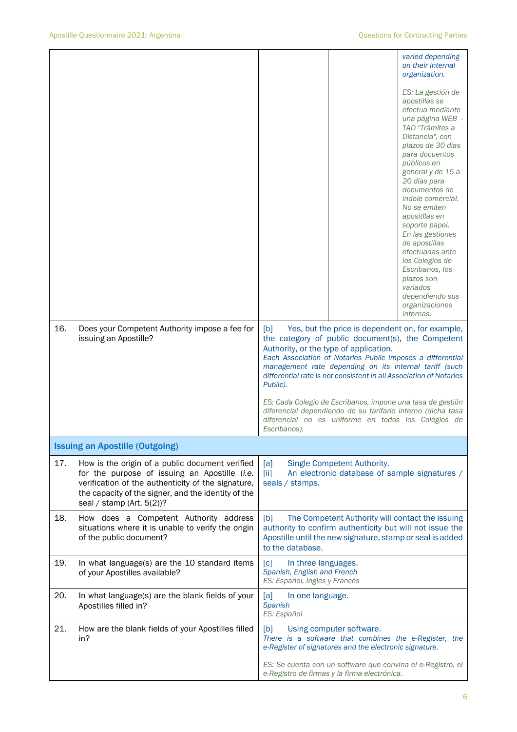| | | | |
|---|---|---|---|
| | | | *varied depending on their internal organization.*<br><br>*ES: La gestión de apostillas se efectua mediante una página WEB - TAD "Trámites a Distancia", con plazos de 30 días para docuentos públicos en general y de 15 a 20 días para documentos de índole comercial. No se emiten apositillas en soporte papel. En las gestiones de apostillas efectuadas ante los Colegios de Escribanos, los plazos son variados dependiendo sus organizaciones internas.* |

| | |
|---|---|
| 16. Does your Competent Authority impose a fee for issuing an Apostille? | [b] Yes, but the price is dependent on, for example, the category of public document(s), the Competent Authority, or the type of application.<br>*Each Association of Notaries Public imposes a differential management rate depending on its internal tariff (such differential rate is not consistent in all Association of Notaries Public).*<br><br>*ES: Cada Colegio de Escribanos, impone una tasa de gestión diferencial dependiendo de su tarifario interno (dicha tasa diferencial no es uniforme en todos los Colegios de Escribanos).* |
| **Issuing an Apostille (Outgoing)** | |
| 17. How is the origin of a public document verified for the purpose of issuing an Apostille (*i.e.* verification of the authenticity of the signature, the capacity of the signer, and the identity of the seal / stamp (Art. 5(2))? | [a] Single Competent Authority.<br>[ii] An electronic database of sample signatures / seals / stamps. |
| 18. How does a Competent Authority address situations where it is unable to verify the origin of the public document? | [b] The Competent Authority will contact the issuing authority to confirm authenticity but will not issue the Apostille until the new signature, stamp or seal is added to the database. |
| 19. In what language(s) are the 10 standard items of your Apostilles available? | [c] In three languages.<br>*Spanish, English and French*<br>*ES: Español, Ingles y Francés* |
| 20. In what language(s) are the blank fields of your Apostilles filled in? | [a] In one language.<br>*Spanish*<br>*ES: Español* |
| 21. How are the blank fields of your Apostilles filled in? | [b] Using computer software.<br>*There is a software that combines the e-Register, the e-Register of signatures and the electronic signature.*<br><br>*ES: Se cuenta con un software que convina el e-Registro, el e-Registro de firmas y la firma electrónica.* |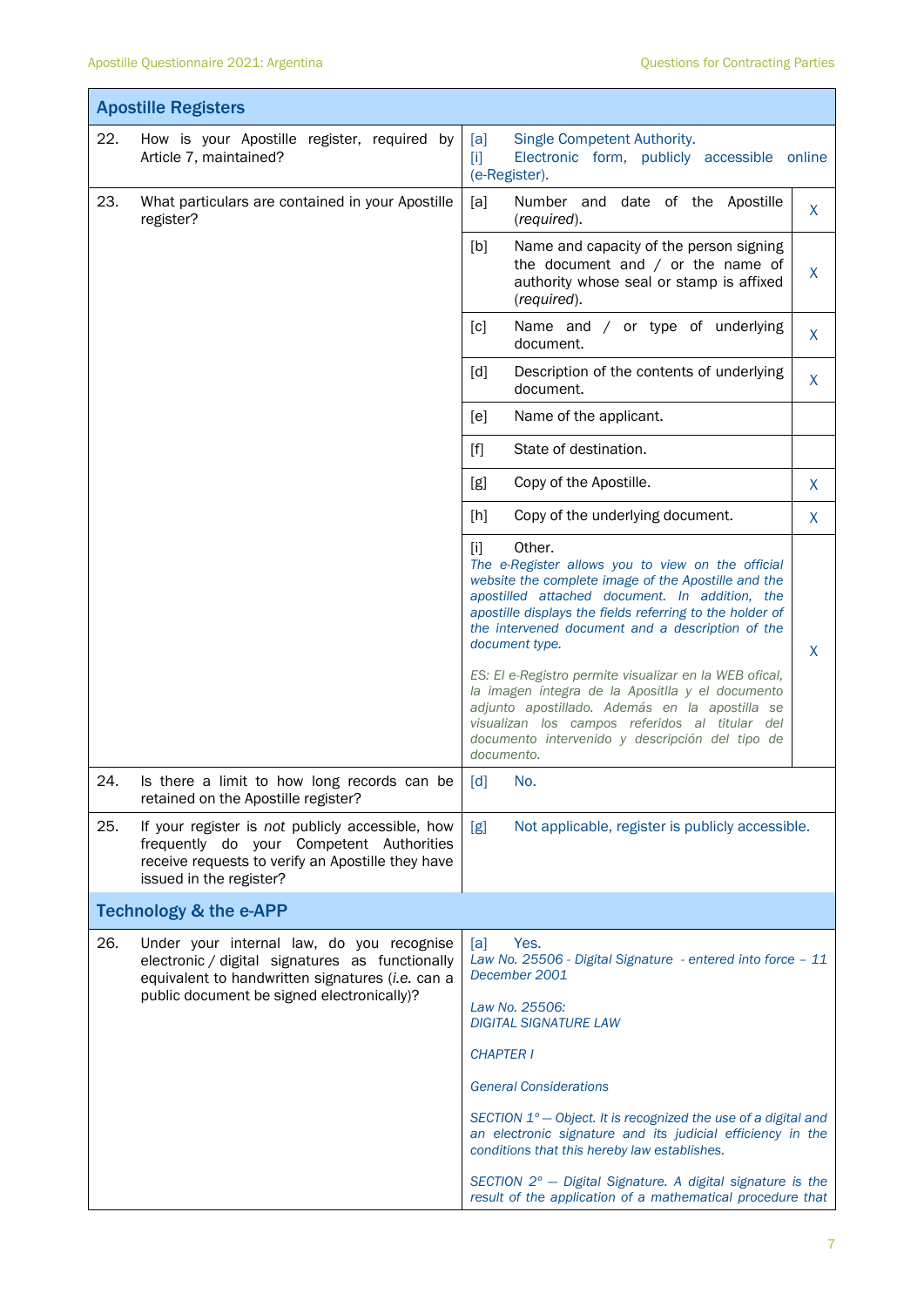| Apostille Registers | | | |
|---|---|---|---|
| 22. | How is your Apostille register, required by Article 7, maintained? | [a] Single Competent Authority.<br>[i] Electronic form, publicly accessible online (e-Register). | |
| 23. | What particulars are contained in your Apostille register? | [a] Number and date of the Apostille (*required*). | X |
| | | [b] Name and capacity of the person signing the document and / or the name of authority whose seal or stamp is affixed (*required*). | X |
| | | [c] Name and / or type of underlying document. | X |
| | | [d] Description of the contents of underlying document. | X |
| | | [e] Name of the applicant. | |
| | | [f] State of destination. | |
| | | [g] Copy of the Apostille. | X |
| | | [h] Copy of the underlying document. | X |
| | | [i] Other.<br>*The e-Register allows you to view on the official website the complete image of the Apostille and the apostilled attached document. In addition, the apostille displays the fields referring to the holder of the intervened document and a description of the document type.*<br><br>*ES: El e-Registro permite visualizar en la WEB ofical, la imagen íntegra de la Apositlla y el documento adjunto apostillado. Además en la apostilla se visualizan los campos referidos al titular del documento intervenido y descripción del tipo de documento.* | X |
| 24. | Is there a limit to how long records can be retained on the Apostille register? | [d] No. | |
| 25. | If your register is *not* publicly accessible, how frequently do your Competent Authorities receive requests to verify an Apostille they have issued in the register? | [g] Not applicable, register is publicly accessible. | |
| **Technology & the e-APP** | | | |
| 26. | Under your internal law, do you recognise electronic / digital signatures as functionally equivalent to handwritten signatures (*i.e.* can a public document be signed electronically)? | [a] Yes.<br>*Law No. 25506 - Digital Signature - entered into force – 11 December 2001*<br><br>*Law No. 25506:*<br>*DIGITAL SIGNATURE LAW*<br><br>*CHAPTER I*<br><br>*General Considerations*<br><br>*SECTION 1º — Object. It is recognized the use of a digital and an electronic signature and its judicial efficiency in the conditions that this hereby law establishes.*<br><br>*SECTION 2º — Digital Signature. A digital signature is the result of the application of a mathematical procedure that* | |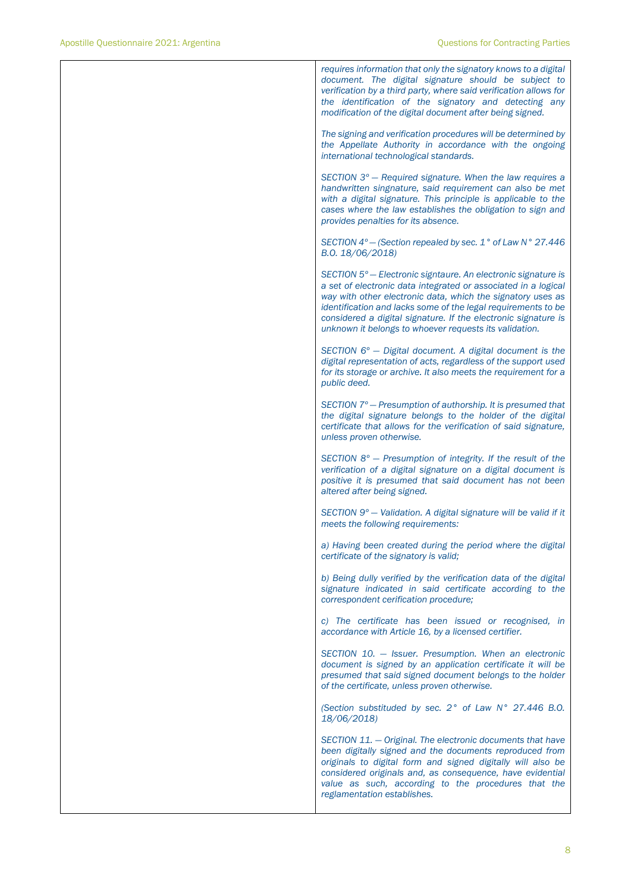| | *requires information that only the signatory knows to a digital document. The digital signature should be subject to verification by a third party, where said verification allows for the identification of the signatory and detecting any modification of the digital document after being signed.*<br><br>*The signing and verification procedures will be determined by the Appellate Authority in accordance with the ongoing international technological standards.*<br><br>*SECTION 3° — Required signature. When the law requires a handwritten singnature, said requirement can also be met with a digital signature. This principle is applicable to the cases where the law establishes the obligation to sign and provides penalties for its absence.*<br><br>*SECTION 4° — (Section repealed by sec. 1° of Law N° 27.446 B.O. 18/06/2018)*<br><br>*SECTION 5° — Electronic signtaure. An electronic signature is a set of electronic data integrated or associated in a logical way with other electronic data, which the signatory uses as identification and lacks some of the legal requirements to be considered a digital signature. If the electronic signature is unknown it belongs to whoever requests its validation.*<br><br>*SECTION 6° — Digital document. A digital document is the digital representation of acts, regardless of the support used for its storage or archive. It also meets the requirement for a public deed.*<br><br>*SECTION 7° — Presumption of authorship. It is presumed that the digital signature belongs to the holder of the digital certificate that allows for the verification of said signature, unless proven otherwise.*<br><br>*SECTION 8° — Presumption of integrity. If the result of the verification of a digital signature on a digital document is positive it is presumed that said document has not been altered after being signed.*<br><br>*SECTION 9° — Validation. A digital signature will be valid if it meets the following requirements:*<br><br>*a) Having been created during the period where the digital certificate of the signatory is valid;*<br><br>*b) Being dully verified by the verification data of the digital signature indicated in said certificate according to the correspondent cerification procedure;*<br><br>*c) The certificate has been issued or recognised, in accordance with Article 16, by a licensed certifier.*<br><br>*SECTION 10. — Issuer. Presumption. When an electronic document is signed by an application certificate it will be presumed that said signed document belongs to the holder of the certificate, unless proven otherwise.*<br><br>*(Section substituded by sec. 2° of Law N° 27.446 B.O. 18/06/2018)*<br><br>*SECTION 11. — Original. The electronic documents that have been digitally signed and the documents reproduced from originals to digital form and signed digitally will also be considered originals and, as consequence, have evidential value as such, according to the procedures that the reglamentation establishes.* |
|---|---|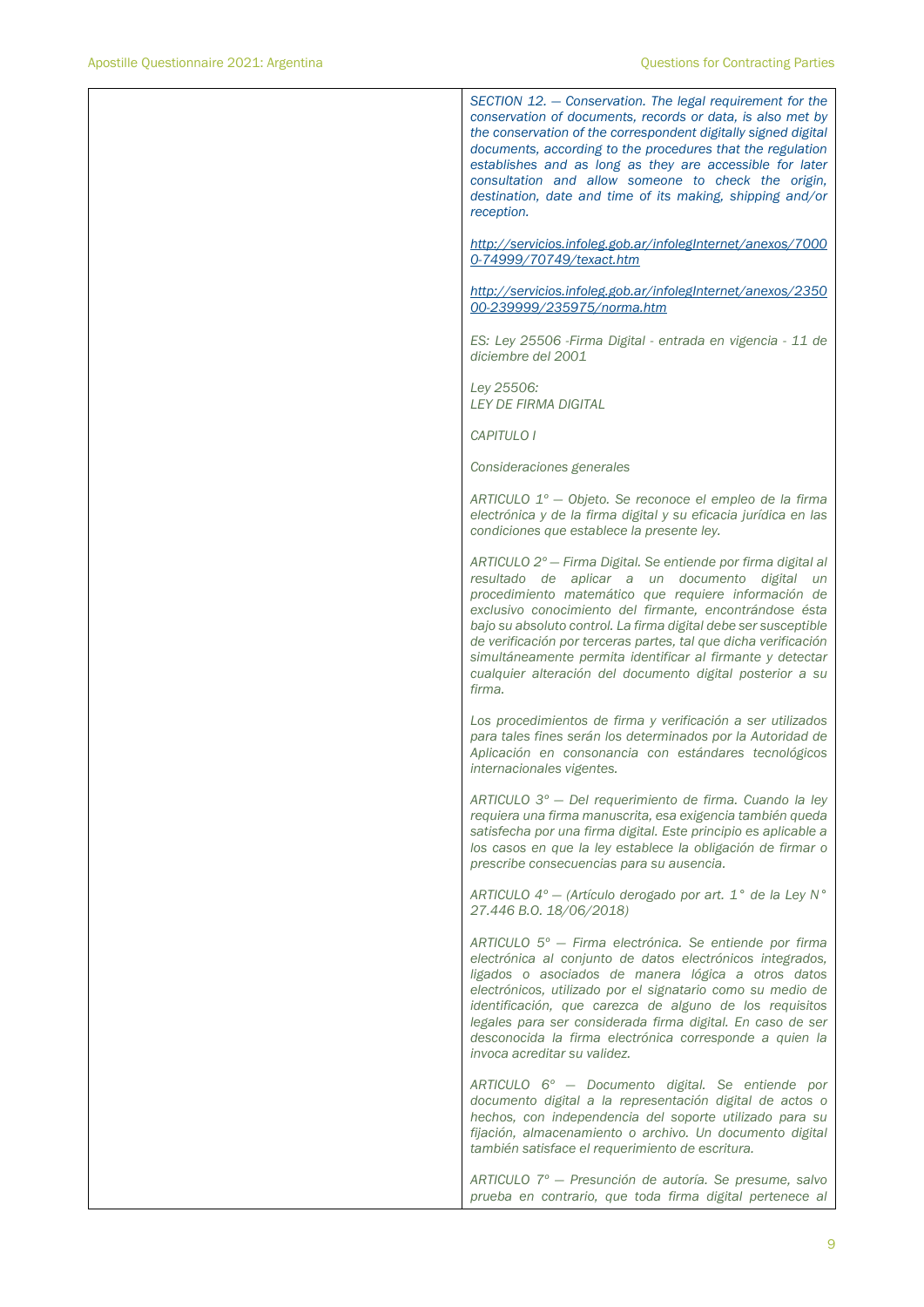| | |
|---|---|
| | *SECTION 12. — Conservation. The legal requirement for the conservation of documents, records or data, is also met by the conservation of the correspondent digitally signed digital documents, according to the procedures that the regulation establishes and as long as they are accessible for later consultation and allow someone to check the origin, destination, date and time of its making, shipping and/or reception.*<br><br>*http://servicios.infoleg.gob.ar/infolegInternet/anexos/70000-74999/70749/texact.htm*<br><br>*http://servicios.infoleg.gob.ar/infolegInternet/anexos/235000-239999/235975/norma.htm*<br><br>*ES: Ley 25506 -Firma Digital - entrada en vigencia - 11 de diciembre del 2001*<br><br>*Ley 25506:*<br>*LEY DE FIRMA DIGITAL*<br><br>*CAPITULO I*<br><br>*Consideraciones generales*<br><br>*ARTICULO 1º — Objeto. Se reconoce el empleo de la firma electrónica y de la firma digital y su eficacia jurídica en las condiciones que establece la presente ley.*<br><br>*ARTICULO 2º — Firma Digital. Se entiende por firma digital al resultado de aplicar a un documento digital un procedimiento matemático que requiere información de exclusivo conocimiento del firmante, encontrándose ésta bajo su absoluto control. La firma digital debe ser susceptible de verificación por terceras partes, tal que dicha verificación simultáneamente permita identificar al firmante y detectar cualquier alteración del documento digital posterior a su firma.*<br><br>*Los procedimientos de firma y verificación a ser utilizados para tales fines serán los determinados por la Autoridad de Aplicación en consonancia con estándares tecnológicos internacionales vigentes.*<br><br>*ARTICULO 3º — Del requerimiento de firma. Cuando la ley requiera una firma manuscrita, esa exigencia también queda satisfecha por una firma digital. Este principio es aplicable a los casos en que la ley establece la obligación de firmar o prescribe consecuencias para su ausencia.*<br><br>*ARTICULO 4º — (Artículo derogado por art. 1° de la Ley N° 27.446 B.O. 18/06/2018)*<br><br>*ARTICULO 5º — Firma electrónica. Se entiende por firma electrónica al conjunto de datos electrónicos integrados, ligados o asociados de manera lógica a otros datos electrónicos, utilizado por el signatario como su medio de identificación, que carezca de alguno de los requisitos legales para ser considerada firma digital. En caso de ser desconocida la firma electrónica corresponde a quien la invoca acreditar su validez.*<br><br>*ARTICULO 6º — Documento digital. Se entiende por documento digital a la representación digital de actos o hechos, con independencia del soporte utilizado para su fijación, almacenamiento o archivo. Un documento digital también satisface el requerimiento de escritura.*<br><br>*ARTICULO 7º — Presunción de autoría. Se presume, salvo prueba en contrario, que toda firma digital pertenece al* |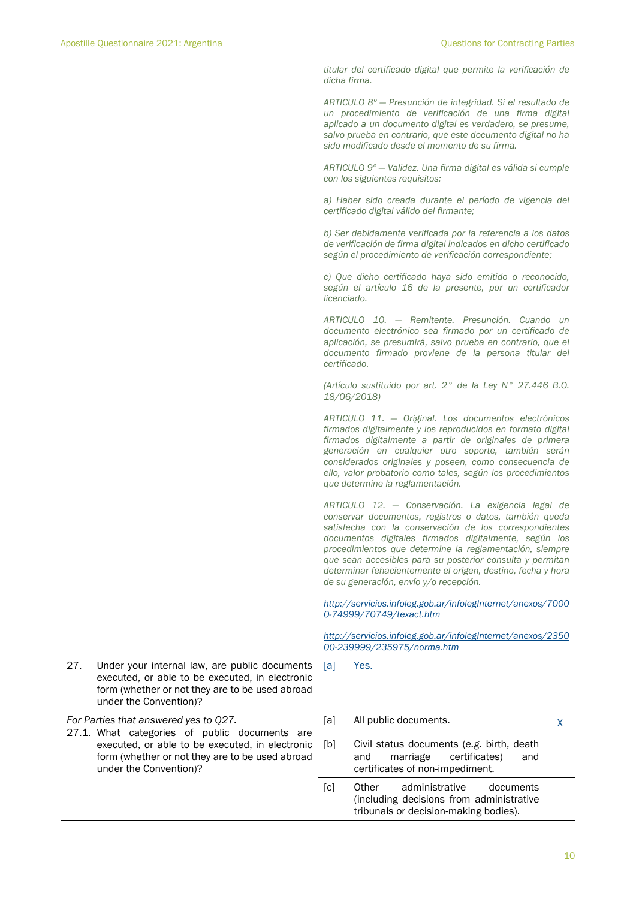| | | |
|---|---|---|
| | *titular del certificado digital que permite la verificación de dicha firma.*<br><br>*ARTICULO 8° — Presunción de integridad. Si el resultado de un procedimiento de verificación de una firma digital aplicado a un documento digital es verdadero, se presume, salvo prueba en contrario, que este documento digital no ha sido modificado desde el momento de su firma.*<br><br>*ARTICULO 9° — Validez. Una firma digital es válida si cumple con los siguientes requisitos:*<br><br>*a) Haber sido creada durante el período de vigencia del certificado digital válido del firmante;*<br><br>*b) Ser debidamente verificada por la referencia a los datos de verificación de firma digital indicados en dicho certificado según el procedimiento de verificación correspondiente;*<br><br>*c) Que dicho certificado haya sido emitido o reconocido, según el artículo 16 de la presente, por un certificador licenciado.*<br><br>*ARTICULO 10. — Remitente. Presunción. Cuando un documento electrónico sea firmado por un certificado de aplicación, se presumirá, salvo prueba en contrario, que el documento firmado proviene de la persona titular del certificado.*<br><br>*(Artículo sustituido por art. 2° de la Ley N° 27.446 B.O. 18/06/2018)*<br><br>*ARTICULO 11. — Original. Los documentos electrónicos firmados digitalmente y los reproducidos en formato digital firmados digitalmente a partir de originales de primera generación en cualquier otro soporte, también serán considerados originales y poseen, como consecuencia de ello, valor probatorio como tales, según los procedimientos que determine la reglamentación.*<br><br>*ARTICULO 12. — Conservación. La exigencia legal de conservar documentos, registros o datos, también queda satisfecha con la conservación de los correspondientes documentos digitales firmados digitalmente, según los procedimientos que determine la reglamentación, siempre que sean accesibles para su posterior consulta y permitan determinar fehacientemente el origen, destino, fecha y hora de su generación, envío y/o recepción.*<br><br>*http://servicios.infoleg.gob.ar/infolegInternet/anexos/70000-74999/70749/texact.htm*<br><br>*http://servicios.infoleg.gob.ar/infolegInternet/anexos/235000-239999/235975/norma.htm* | |
| 27. Under your internal law, are public documents executed, or able to be executed, in electronic form (whether or not they are to be used abroad under the Convention)? | [a] Yes. | |
| *For Parties that answered yes to Q27.*<br>27.1. What categories of public documents are executed, or able to be executed, in electronic form (whether or not they are to be used abroad under the Convention)? | [a] All public documents. | X |
| | [b] Civil status documents (e.g. birth, death and marriage certificates) and certificates of non-impediment. | |
| | [c] Other administrative documents (including decisions from administrative tribunals or decision-making bodies). | |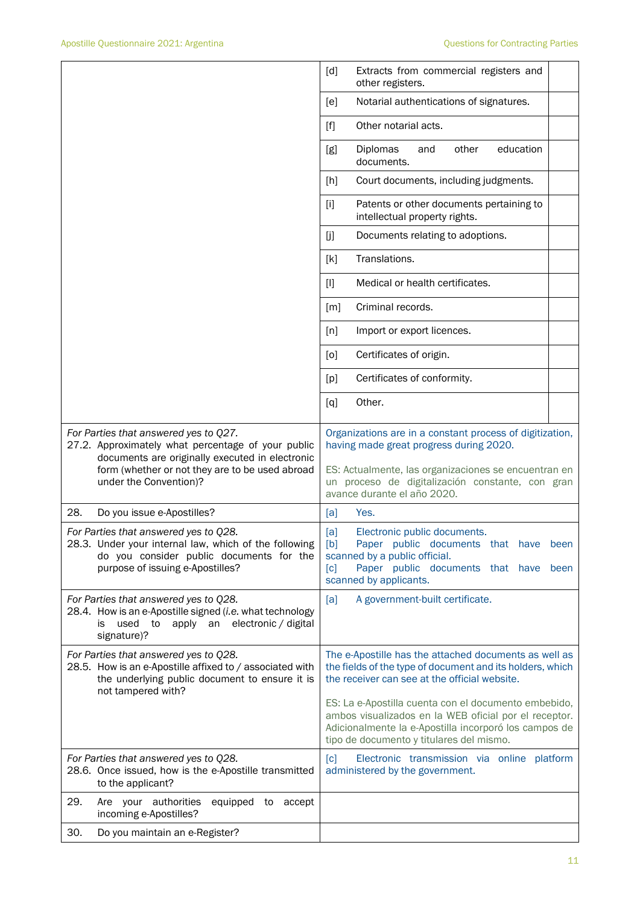| | | |
|---|---|---|
| | [d] Extracts from commercial registers and other registers. | |
| | [e] Notarial authentications of signatures. | |
| | [f] Other notarial acts. | |
| | [g] Diplomas and other education documents. | |
| | [h] Court documents, including judgments. | |
| | [i] Patents or other documents pertaining to intellectual property rights. | |
| | [j] Documents relating to adoptions. | |
| | [k] Translations. | |
| | [l] Medical or health certificates. | |
| | [m] Criminal records. | |
| | [n] Import or export licences. | |
| | [o] Certificates of origin. | |
| | [p] Certificates of conformity. | |
| | [q] Other. | |

| | |
|---|---|
| *For Parties that answered yes to Q27.*<br>27.2. Approximately what percentage of your public documents are originally executed in electronic form (whether or not they are to be used abroad under the Convention)? | Organizations are in a constant process of digitization, having made great progress during 2020.<br><br>ES: Actualmente, las organizaciones se encuentran en un proceso de digitalización constante, con gran avance durante el año 2020. |
| 28. Do you issue e-Apostilles? | [a] Yes. |
| *For Parties that answered yes to Q28.*<br>28.3. Under your internal law, which of the following do you consider public documents for the purpose of issuing e-Apostilles? | [a] Electronic public documents.<br>[b] Paper public documents that have been scanned by a public official.<br>[c] Paper public documents that have been scanned by applicants. |
| *For Parties that answered yes to Q28.*<br>28.4. How is an e-Apostille signed (*i.e.* what technology is used to apply an electronic / digital signature)? | [a] A government-built certificate. |
| *For Parties that answered yes to Q28.*<br>28.5. How is an e-Apostille affixed to / associated with the underlying public document to ensure it is not tampered with? | The e-Apostille has the attached documents as well as the fields of the type of document and its holders, which the receiver can see at the official website.<br><br>ES: La e-Apostilla cuenta con el documento embebido, ambos visualizados en la WEB oficial por el receptor. Adicionalmente la e-Apostilla incorporó los campos de tipo de documento y titulares del mismo. |
| *For Parties that answered yes to Q28.*<br>28.6. Once issued, how is the e-Apostille transmitted to the applicant? | [c] Electronic transmission via online platform administered by the government. |
| 29. Are your authorities equipped to accept incoming e-Apostilles? | |
| 30. Do you maintain an e-Register? | |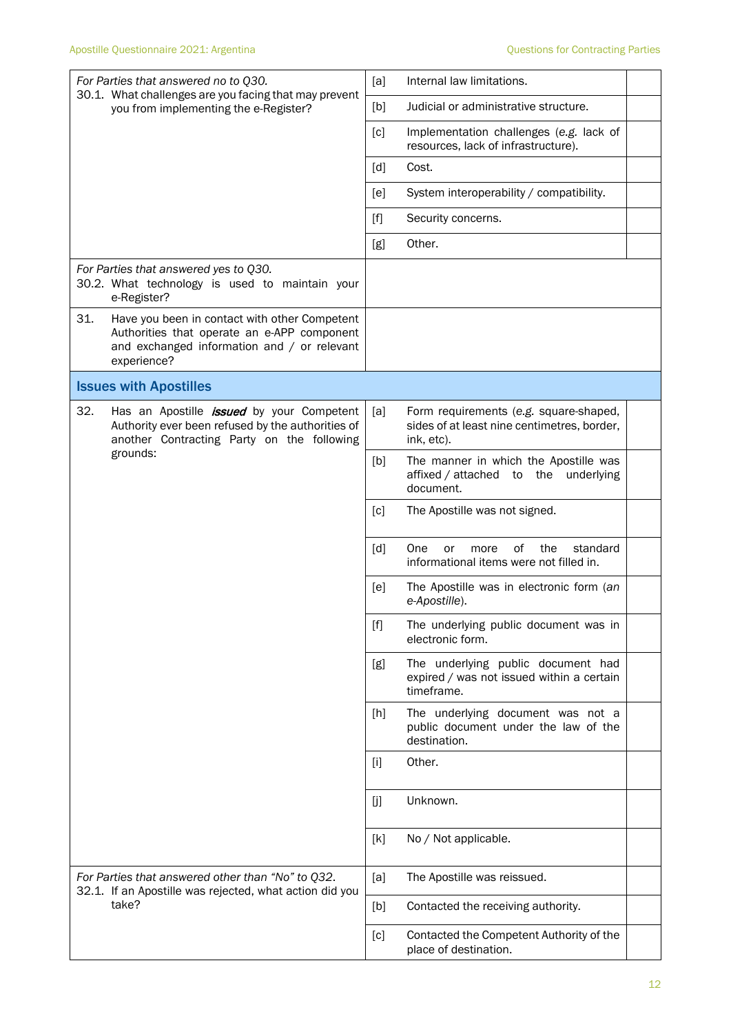| Question | | Option | Answer |
|---|---|---|---|
| *For Parties that answered no to Q30.* 30.1. What challenges are you facing that may prevent you from implementing the e-Register? | [a] | Internal law limitations. | |
| | [b] | Judicial or administrative structure. | |
| | [c] | Implementation challenges (*e.g.* lack of resources, lack of infrastructure). | |
| | [d] | Cost. | |
| | [e] | System interoperability / compatibility. | |
| | [f] | Security concerns. | |
| | [g] | Other. | |
| *For Parties that answered yes to Q30.* 30.2. What technology is used to maintain your e-Register? | | | |
| 31. Have you been in contact with other Competent Authorities that operate an e-APP component and exchanged information and / or relevant experience? | | | |

## Issues with Apostilles

| Question | | Option | Answer |
|---|---|---|---|
| 32. Has an Apostille ***issued*** by your Competent Authority ever been refused by the authorities of another Contracting Party on the following grounds: | [a] | Form requirements (*e.g.* square-shaped, sides of at least nine centimetres, border, ink, etc). | |
| | [b] | The manner in which the Apostille was affixed / attached to the underlying document. | |
| | [c] | The Apostille was not signed. | |
| | [d] | One or more of the standard informational items were not filled in. | |
| | [e] | The Apostille was in electronic form (*an e-Apostille*). | |
| | [f] | The underlying public document was in electronic form. | |
| | [g] | The underlying public document had expired / was not issued within a certain timeframe. | |
| | [h] | The underlying document was not a public document under the law of the destination. | |
| | [i] | Other. | |
| | [j] | Unknown. | |
| | [k] | No / Not applicable. | |
| *For Parties that answered other than "No" to Q32.* 32.1. If an Apostille was rejected, what action did you take? | [a] | The Apostille was reissued. | |
| | [b] | Contacted the receiving authority. | |
| | [c] | Contacted the Competent Authority of the place of destination. | |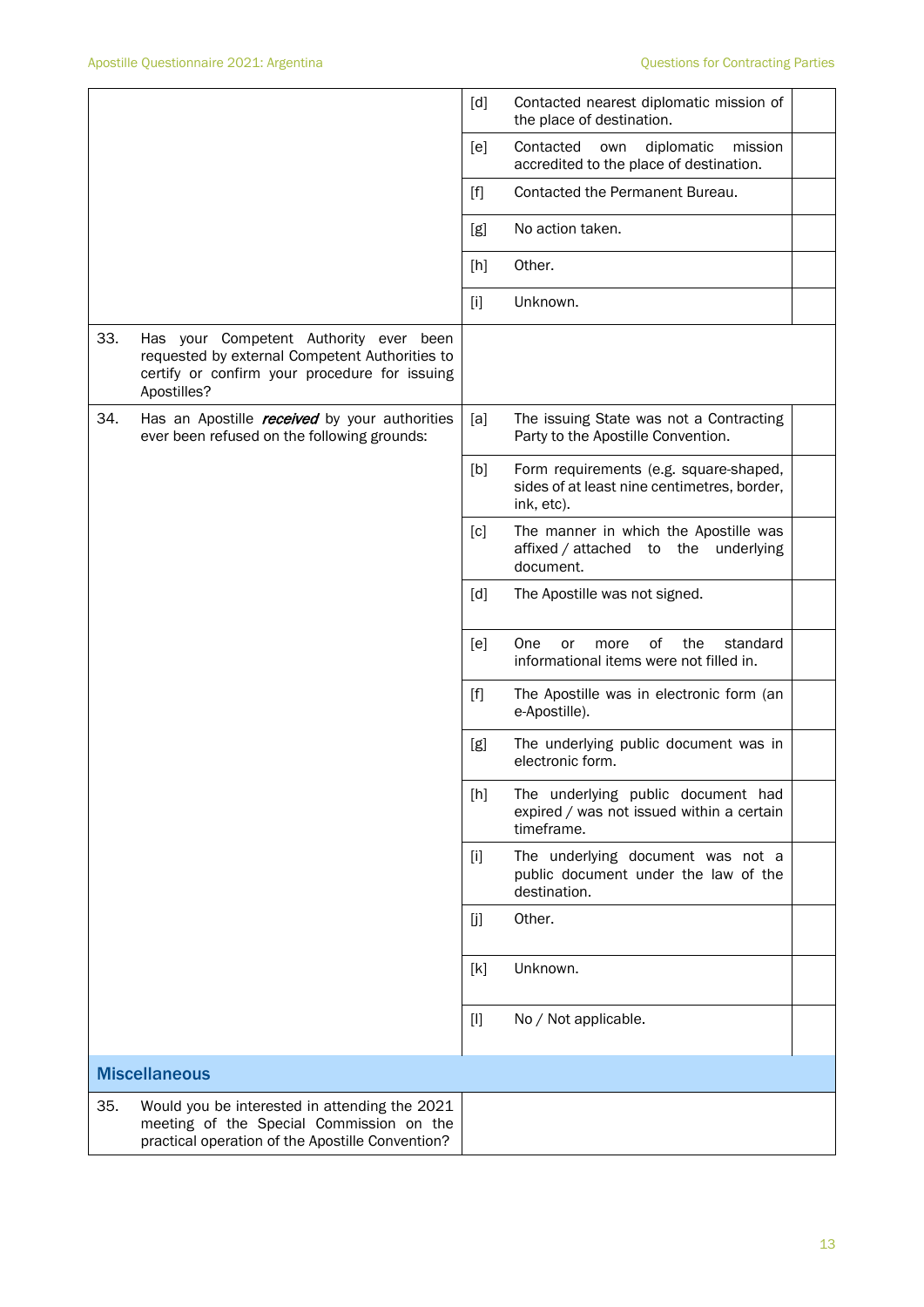| | | | | |
|---|---|---|---|---|
| | | [d] | Contacted nearest diplomatic mission of the place of destination. | |
| | | [e] | Contacted own diplomatic mission accredited to the place of destination. | |
| | | [f] | Contacted the Permanent Bureau. | |
| | | [g] | No action taken. | |
| | | [h] | Other. | |
| | | [i] | Unknown. | |
| 33. | Has your Competent Authority ever been requested by external Competent Authorities to certify or confirm your procedure for issuing Apostilles? | | | |
| 34. | Has an Apostille ***received*** by your authorities ever been refused on the following grounds: | [a] | The issuing State was not a Contracting Party to the Apostille Convention. | |
| | | [b] | Form requirements (e.g. square-shaped, sides of at least nine centimetres, border, ink, etc). | |
| | | [c] | The manner in which the Apostille was affixed / attached to the underlying document. | |
| | | [d] | The Apostille was not signed. | |
| | | [e] | One or more of the standard informational items were not filled in. | |
| | | [f] | The Apostille was in electronic form (an e-Apostille). | |
| | | [g] | The underlying public document was in electronic form. | |
| | | [h] | The underlying public document had expired / was not issued within a certain timeframe. | |
| | | [i] | The underlying document was not a public document under the law of the destination. | |
| | | [j] | Other. | |
| | | [k] | Unknown. | |
| | | [l] | No / Not applicable. | |

## Miscellaneous

| | | |
|---|---|---|
| 35. | Would you be interested in attending the 2021 meeting of the Special Commission on the practical operation of the Apostille Convention? | |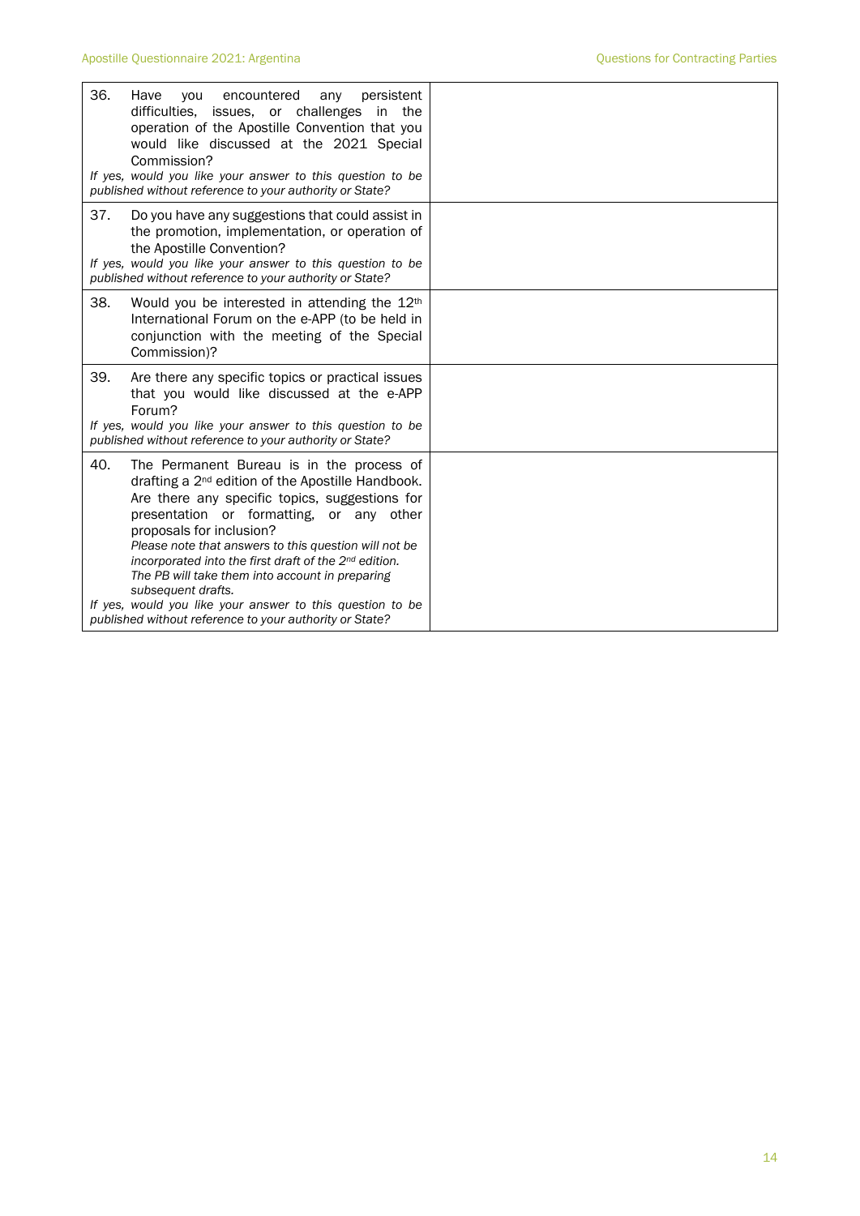| | |
|---|---|
| 36. Have you encountered any persistent difficulties, issues, or challenges in the operation of the Apostille Convention that you would like discussed at the 2021 Special Commission?<br>*If yes, would you like your answer to this question to be published without reference to your authority or State?* | |
| 37. Do you have any suggestions that could assist in the promotion, implementation, or operation of the Apostille Convention?<br>*If yes, would you like your answer to this question to be published without reference to your authority or State?* | |
| 38. Would you be interested in attending the 12th International Forum on the e-APP (to be held in conjunction with the meeting of the Special Commission)? | |
| 39. Are there any specific topics or practical issues that you would like discussed at the e-APP Forum?<br>*If yes, would you like your answer to this question to be published without reference to your authority or State?* | |
| 40. The Permanent Bureau is in the process of drafting a 2nd edition of the Apostille Handbook. Are there any specific topics, suggestions for presentation or formatting, or any other proposals for inclusion?<br>*Please note that answers to this question will not be incorporated into the first draft of the 2nd edition. The PB will take them into account in preparing subsequent drafts.*<br>*If yes, would you like your answer to this question to be published without reference to your authority or State?* | |